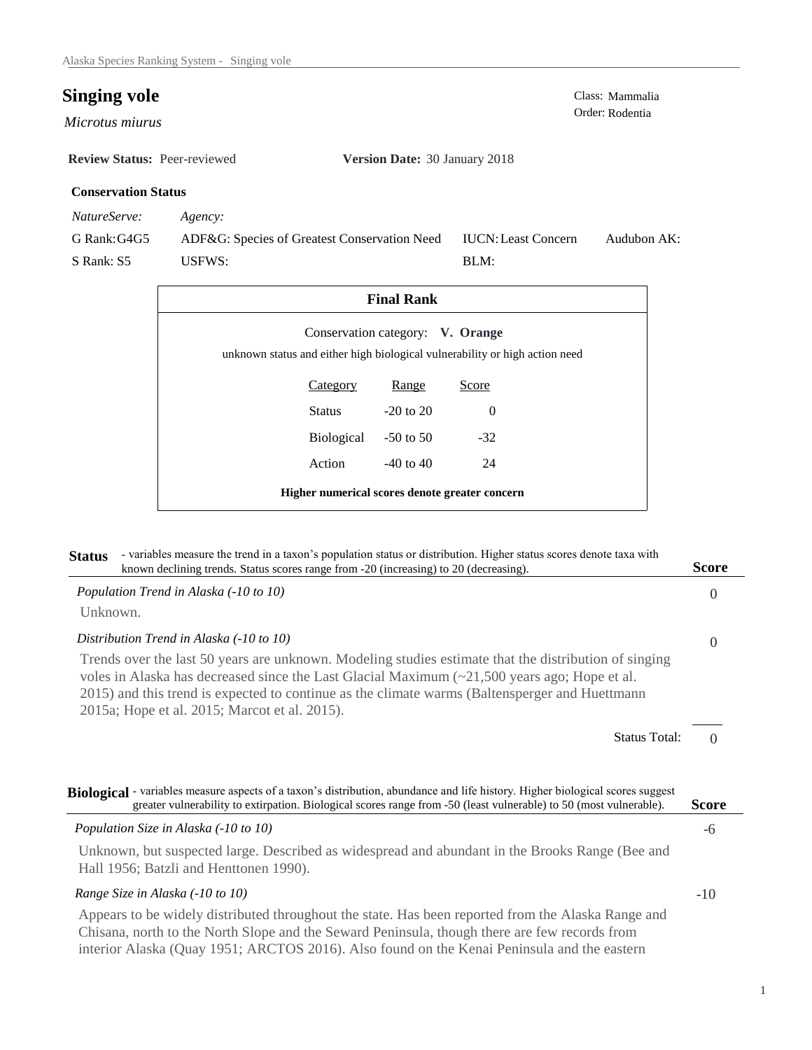# Singing vole

*Microtus miurus*

Class: Mammalia
Order: Rodentia

**Review Status:** Peer-reviewed **Version Date:** 30 January 2018

### Conservation Status

| *NatureServe:* | *Agency:* | | |
|---|---|---|---|
| G Rank: G4G5 | ADF&G: Species of Greatest Conservation Need | IUCN: Least Concern | Audubon AK: |
| S Rank: S5 | USFWS: | BLM: | |

### Final Rank

Conservation category: **V. Orange**

unknown status and either high biological vulnerability or high action need

| Category | Range | Score |
|---|---|---|
| Status | -20 to 20 | 0 |
| Biological | -50 to 50 | -32 |
| Action | -40 to 40 | 24 |

**Higher numerical scores denote greater concern**

## Status

- variables measure the trend in a taxon's population status or distribution. Higher status scores denote taxa with known declining trends. Status scores range from -20 (increasing) to 20 (decreasing).

**Score**

*Population Trend in Alaska (-10 to 10)* — 0

Unknown.

*Distribution Trend in Alaska (-10 to 10)* — 0

Trends over the last 50 years are unknown. Modeling studies estimate that the distribution of singing voles in Alaska has decreased since the Last Glacial Maximum (~21,500 years ago; Hope et al. 2015) and this trend is expected to continue as the climate warms (Baltensperger and Huettmann 2015a; Hope et al. 2015; Marcot et al. 2015).

Status Total: 0

## Biological

- variables measure aspects of a taxon's distribution, abundance and life history. Higher biological scores suggest greater vulnerability to extirpation. Biological scores range from -50 (least vulnerable) to 50 (most vulnerable).

**Score**

*Population Size in Alaska (-10 to 10)* — -6

Unknown, but suspected large. Described as widespread and abundant in the Brooks Range (Bee and Hall 1956; Batzli and Henttonen 1990).

*Range Size in Alaska (-10 to 10)* — -10

Appears to be widely distributed throughout the state. Has been reported from the Alaska Range and Chisana, north to the North Slope and the Seward Peninsula, though there are few records from interior Alaska (Quay 1951; ARCTOS 2016). Also found on the Kenai Peninsula and the eastern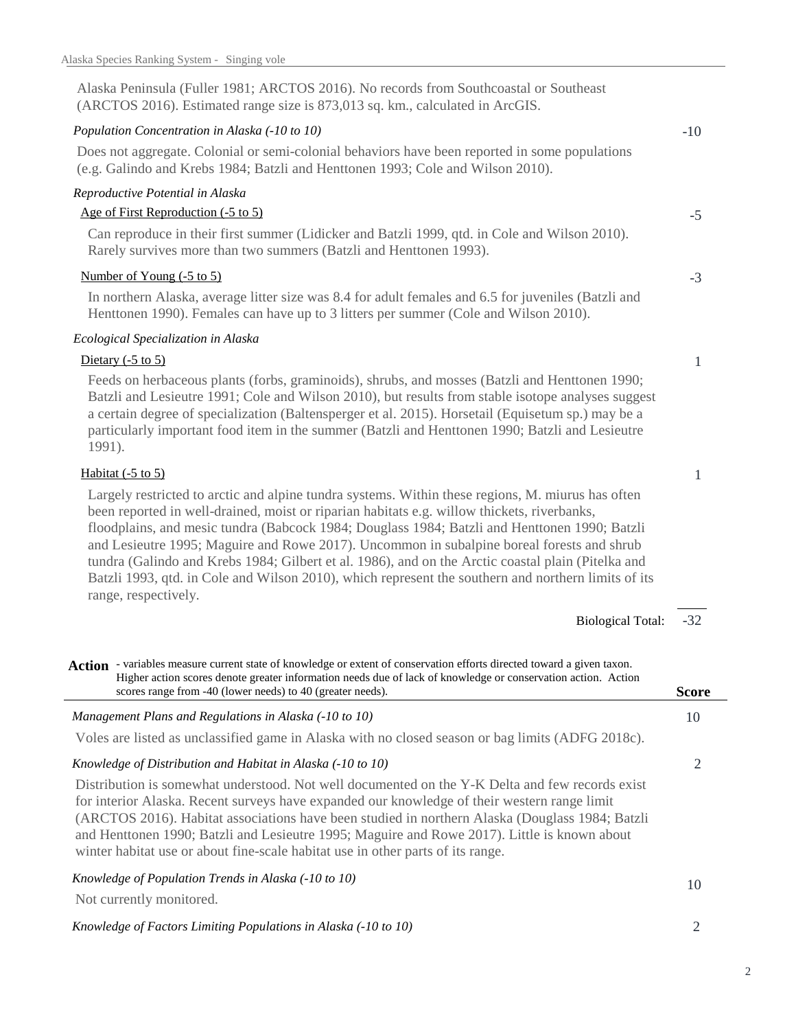Alaska Peninsula (Fuller 1981; ARCTOS 2016). No records from Southcoastal or Southeast (ARCTOS 2016). Estimated range size is 873,013 sq. km., calculated in ArcGIS.

*Population Concentration in Alaska (-10 to 10)* — **-10**

Does not aggregate. Colonial or semi-colonial behaviors have been reported in some populations (e.g. Galindo and Krebs 1984; Batzli and Henttonen 1993; Cole and Wilson 2010).

*Reproductive Potential in Alaska*

Age of First Reproduction (-5 to 5) — **-5**

Can reproduce in their first summer (Lidicker and Batzli 1999, qtd. in Cole and Wilson 2010). Rarely survives more than two summers (Batzli and Henttonen 1993).

Number of Young (-5 to 5) — **-3**

In northern Alaska, average litter size was 8.4 for adult females and 6.5 for juveniles (Batzli and Henttonen 1990). Females can have up to 3 litters per summer (Cole and Wilson 2010).

*Ecological Specialization in Alaska*

Dietary (-5 to 5) — **1**

Feeds on herbaceous plants (forbs, graminoids), shrubs, and mosses (Batzli and Henttonen 1990; Batzli and Lesieutre 1991; Cole and Wilson 2010), but results from stable isotope analyses suggest a certain degree of specialization (Baltensperger et al. 2015). Horsetail (Equisetum sp.) may be a particularly important food item in the summer (Batzli and Henttonen 1990; Batzli and Lesieutre 1991).

Habitat (-5 to 5) — **1**

Largely restricted to arctic and alpine tundra systems. Within these regions, M. miurus has often been reported in well-drained, moist or riparian habitats e.g. willow thickets, riverbanks, floodplains, and mesic tundra (Babcock 1984; Douglass 1984; Batzli and Henttonen 1990; Batzli and Lesieutre 1995; Maguire and Rowe 2017). Uncommon in subalpine boreal forests and shrub tundra (Galindo and Krebs 1984; Gilbert et al. 1986), and on the Arctic coastal plain (Pitelka and Batzli 1993, qtd. in Cole and Wilson 2010), which represent the southern and northern limits of its range, respectively.

Biological Total: **-32**

**Action** - variables measure current state of knowledge or extent of conservation efforts directed toward a given taxon. Higher action scores denote greater information needs due of lack of knowledge or conservation action. Action scores range from -40 (lower needs) to 40 (greater needs). — **Score**

*Management Plans and Regulations in Alaska (-10 to 10)* — **10**

Voles are listed as unclassified game in Alaska with no closed season or bag limits (ADFG 2018c).

*Knowledge of Distribution and Habitat in Alaska (-10 to 10)* — **2**

Distribution is somewhat understood. Not well documented on the Y-K Delta and few records exist for interior Alaska. Recent surveys have expanded our knowledge of their western range limit (ARCTOS 2016). Habitat associations have been studied in northern Alaska (Douglass 1984; Batzli and Henttonen 1990; Batzli and Lesieutre 1995; Maguire and Rowe 2017). Little is known about winter habitat use or about fine-scale habitat use in other parts of its range.

*Knowledge of Population Trends in Alaska (-10 to 10)* — **10**

Not currently monitored.

*Knowledge of Factors Limiting Populations in Alaska (-10 to 10)* — **2**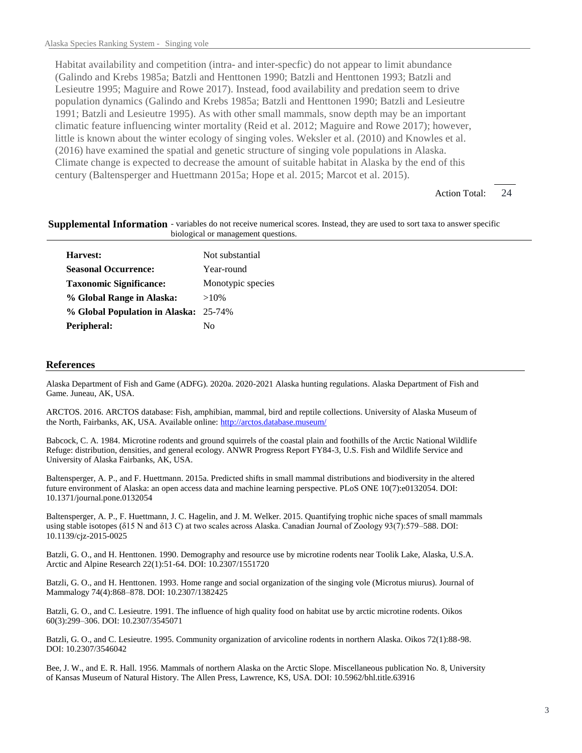Habitat availability and competition (intra- and inter-specfic) do not appear to limit abundance (Galindo and Krebs 1985a; Batzli and Henttonen 1990; Batzli and Henttonen 1993; Batzli and Lesieutre 1995; Maguire and Rowe 2017). Instead, food availability and predation seem to drive population dynamics (Galindo and Krebs 1985a; Batzli and Henttonen 1990; Batzli and Lesieutre 1991; Batzli and Lesieutre 1995). As with other small mammals, snow depth may be an important climatic feature influencing winter mortality (Reid et al. 2012; Maguire and Rowe 2017); however, little is known about the winter ecology of singing voles. Weksler et al. (2010) and Knowles et al. (2016) have examined the spatial and genetic structure of singing vole populations in Alaska. Climate change is expected to decrease the amount of suitable habitat in Alaska by the end of this century (Baltensperger and Huettmann 2015a; Hope et al. 2015; Marcot et al. 2015).

Action Total: 24

## Supplemental Information

- variables do not receive numerical scores. Instead, they are used to sort taxa to answer specific biological or management questions.

| | |
|---|---|
| **Harvest:** | Not substantial |
| **Seasonal Occurrence:** | Year-round |
| **Taxonomic Significance:** | Monotypic species |
| **% Global Range in Alaska:** | >10% |
| **% Global Population in Alaska:** | 25-74% |
| **Peripheral:** | No |

## References

Alaska Department of Fish and Game (ADFG). 2020a. 2020-2021 Alaska hunting regulations. Alaska Department of Fish and Game. Juneau, AK, USA.

ARCTOS. 2016. ARCTOS database: Fish, amphibian, mammal, bird and reptile collections. University of Alaska Museum of the North, Fairbanks, AK, USA. Available online: http://arctos.database.museum/

Babcock, C. A. 1984. Microtine rodents and ground squirrels of the coastal plain and foothills of the Arctic National Wildlife Refuge: distribution, densities, and general ecology. ANWR Progress Report FY84-3, U.S. Fish and Wildlife Service and University of Alaska Fairbanks, AK, USA.

Baltensperger, A. P., and F. Huettmann. 2015a. Predicted shifts in small mammal distributions and biodiversity in the altered future environment of Alaska: an open access data and machine learning perspective. PLoS ONE 10(7):e0132054. DOI: 10.1371/journal.pone.0132054

Baltensperger, A. P., F. Huettmann, J. C. Hagelin, and J. M. Welker. 2015. Quantifying trophic niche spaces of small mammals using stable isotopes (δ15 N and δ13 C) at two scales across Alaska. Canadian Journal of Zoology 93(7):579–588. DOI: 10.1139/cjz-2015-0025

Batzli, G. O., and H. Henttonen. 1990. Demography and resource use by microtine rodents near Toolik Lake, Alaska, U.S.A. Arctic and Alpine Research 22(1):51-64. DOI: 10.2307/1551720

Batzli, G. O., and H. Henttonen. 1993. Home range and social organization of the singing vole (Microtus miurus). Journal of Mammalogy 74(4):868–878. DOI: 10.2307/1382425

Batzli, G. O., and C. Lesieutre. 1991. The influence of high quality food on habitat use by arctic microtine rodents. Oikos 60(3):299–306. DOI: 10.2307/3545071

Batzli, G. O., and C. Lesieutre. 1995. Community organization of arvicoline rodents in northern Alaska. Oikos 72(1):88-98. DOI: 10.2307/3546042

Bee, J. W., and E. R. Hall. 1956. Mammals of northern Alaska on the Arctic Slope. Miscellaneous publication No. 8, University of Kansas Museum of Natural History. The Allen Press, Lawrence, KS, USA. DOI: 10.5962/bhl.title.63916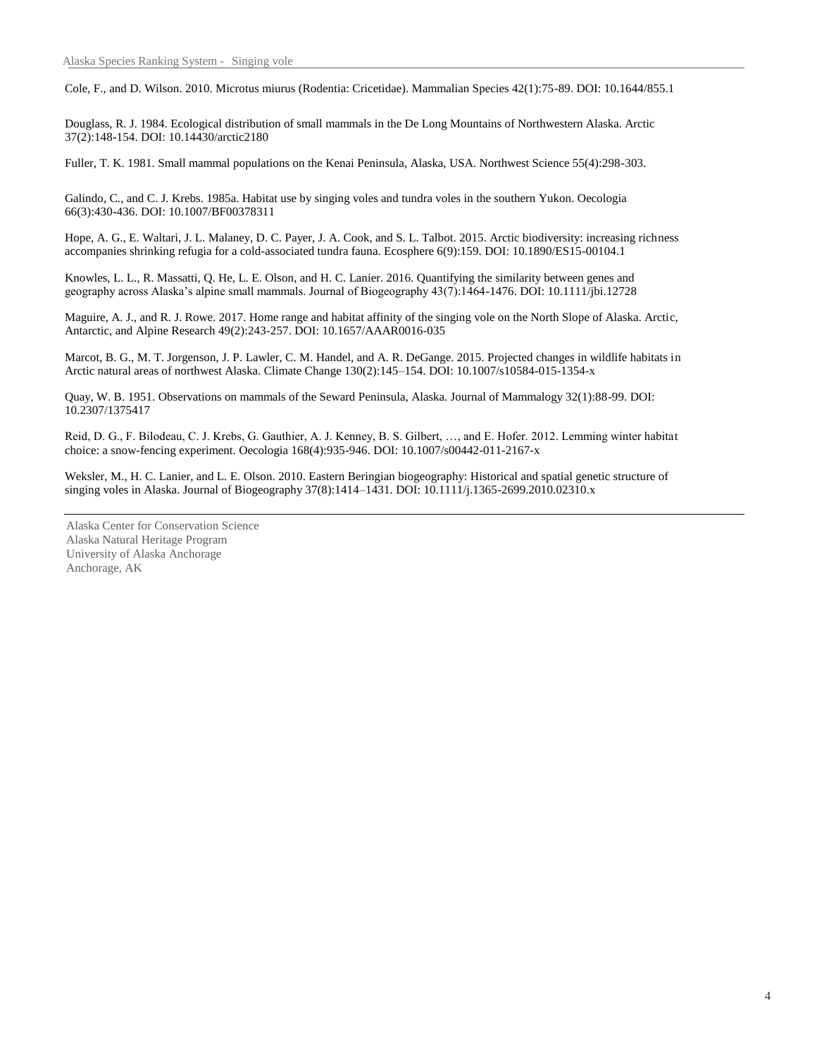Cole, F., and D. Wilson. 2010. Microtus miurus (Rodentia: Cricetidae). Mammalian Species 42(1):75-89. DOI: 10.1644/855.1

Douglass, R. J. 1984. Ecological distribution of small mammals in the De Long Mountains of Northwestern Alaska. Arctic 37(2):148-154. DOI: 10.14430/arctic2180

Fuller, T. K. 1981. Small mammal populations on the Kenai Peninsula, Alaska, USA. Northwest Science 55(4):298-303.

Galindo, C., and C. J. Krebs. 1985a. Habitat use by singing voles and tundra voles in the southern Yukon. Oecologia 66(3):430-436. DOI: 10.1007/BF00378311

Hope, A. G., E. Waltari, J. L. Malaney, D. C. Payer, J. A. Cook, and S. L. Talbot. 2015. Arctic biodiversity: increasing richness accompanies shrinking refugia for a cold-associated tundra fauna. Ecosphere 6(9):159. DOI: 10.1890/ES15-00104.1

Knowles, L. L., R. Massatti, Q. He, L. E. Olson, and H. C. Lanier. 2016. Quantifying the similarity between genes and geography across Alaska's alpine small mammals. Journal of Biogeography 43(7):1464-1476. DOI: 10.1111/jbi.12728

Maguire, A. J., and R. J. Rowe. 2017. Home range and habitat affinity of the singing vole on the North Slope of Alaska. Arctic, Antarctic, and Alpine Research 49(2):243-257. DOI: 10.1657/AAAR0016-035

Marcot, B. G., M. T. Jorgenson, J. P. Lawler, C. M. Handel, and A. R. DeGange. 2015. Projected changes in wildlife habitats in Arctic natural areas of northwest Alaska. Climate Change 130(2):145–154. DOI: 10.1007/s10584-015-1354-x

Quay, W. B. 1951. Observations on mammals of the Seward Peninsula, Alaska. Journal of Mammalogy 32(1):88-99. DOI: 10.2307/1375417

Reid, D. G., F. Bilodeau, C. J. Krebs, G. Gauthier, A. J. Kenney, B. S. Gilbert, …, and E. Hofer. 2012. Lemming winter habitat choice: a snow-fencing experiment. Oecologia 168(4):935-946. DOI: 10.1007/s00442-011-2167-x

Weksler, M., H. C. Lanier, and L. E. Olson. 2010. Eastern Beringian biogeography: Historical and spatial genetic structure of singing voles in Alaska. Journal of Biogeography 37(8):1414–1431. DOI: 10.1111/j.1365-2699.2010.02310.x

Alaska Center for Conservation Science
Alaska Natural Heritage Program
University of Alaska Anchorage
Anchorage, AK